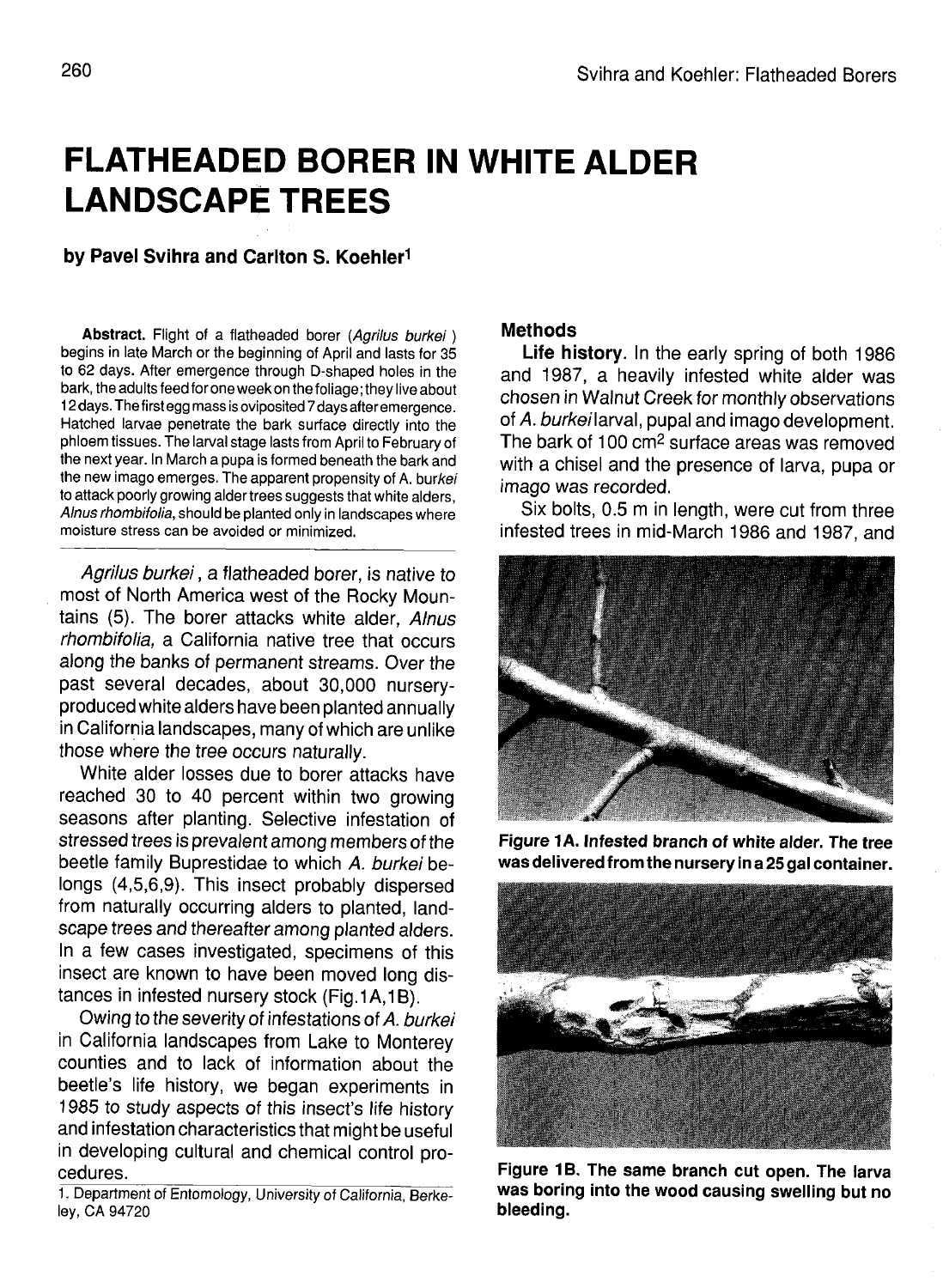# FLATHEADED BORER IN WHITE ALDER LANDSCAPE TREES

**by Pavel Svihra and Carlton S. Koehler[1]**

**Abstract.** Flight of a flatheaded borer (*Agrilus burkei*) begins in late March or the beginning of April and lasts for 35 to 62 days. After emergence through D-shaped holes in the bark, the adults feed for one week on the foliage; they live about 12 days. The first egg mass is oviposited 7 days after emergence. Hatched larvae penetrate the bark surface directly into the phloem tissues. The larval stage lasts from April to February of the next year. In March a pupa is formed beneath the bark and the new imago emerges. The apparent propensity of A. bur*kei* to attack poorly growing alder trees suggests that white alders, *Alnus rhombifolia*, should be planted only in landscapes where moisture stress can be avoided or minimized.

*Agrilus burkei*, a flatheaded borer, is native to most of North America west of the Rocky Mountains (5). The borer attacks white alder, *Alnus rhombifolia*, a California native tree that occurs along the banks of permanent streams. Over the past several decades, about 30,000 nursery-produced white alders have been planted annually in California landscapes, many of which are unlike those where the tree occurs naturally.

White alder losses due to borer attacks have reached 30 to 40 percent within two growing seasons after planting. Selective infestation of stressed trees is prevalent among members of the beetle family Buprestidae to which *A. burkei* belongs (4,5,6,9). This insect probably dispersed from naturally occurring alders to planted, landscape trees and thereafter among planted alders. In a few cases investigated, specimens of this insect are known to have been moved long distances in infested nursery stock (Fig.1A,1B).

Owing to the severity of infestations of *A. burkei* in California landscapes from Lake to Monterey counties and to lack of information about the beetle's life history, we began experiments in 1985 to study aspects of this insect's life history and infestation characteristics that might be useful in developing cultural and chemical control procedures.

1. Department of Entomology, University of California, Berkeley, CA 94720

## Methods

**Life history**. In the early spring of both 1986 and 1987, a heavily infested white alder was chosen in Walnut Creek for monthly observations of *A. burkei* larval, pupal and imago development. The bark of 100 $cm^2$ surface areas was removed with a chisel and the presence of larva, pupa or imago was recorded.

Six bolts, 0.5 m in length, were cut from three infested trees in mid-March 1986 and 1987, and

**Figure 1A. Infested branch of white alder. The tree was delivered from the nursery in a 25 gal container.**

**Figure 1B. The same branch cut open. The larva was boring into the wood causing swelling but no bleeding.**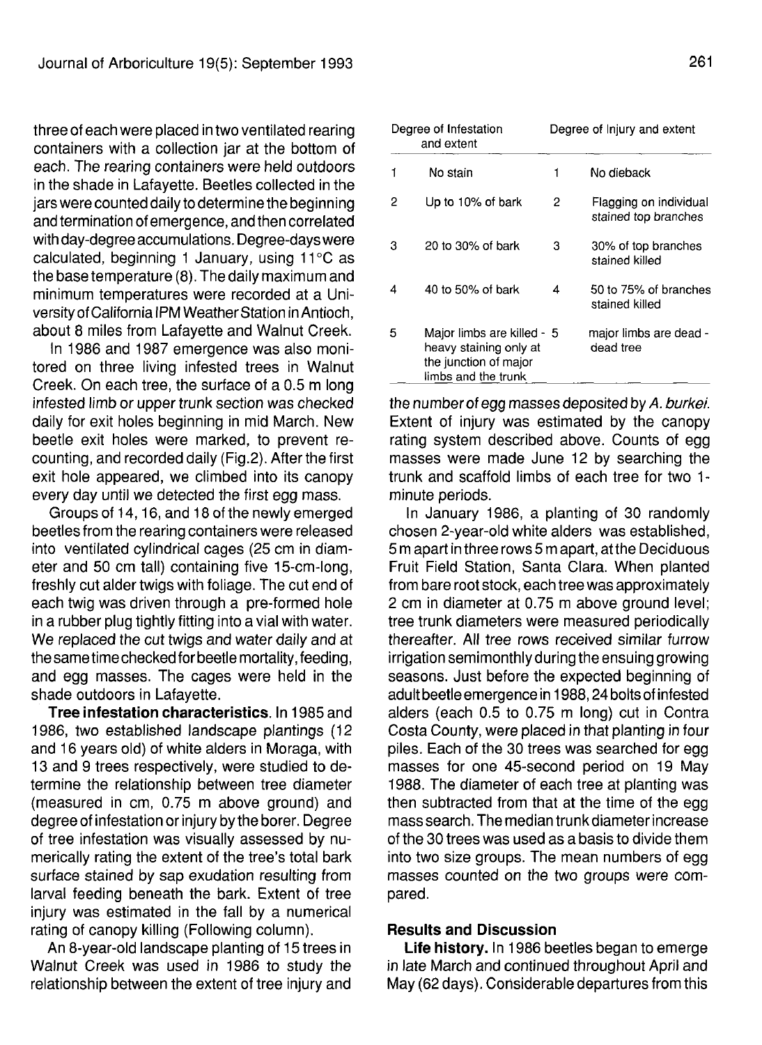three of each were placed in two ventilated rearing containers with a collection jar at the bottom of each. The rearing containers were held outdoors in the shade in Lafayette. Beetles collected in the jars were counted daily to determine the beginning and termination of emergence, and then correlated with day-degree accumulations. Degree-days were calculated, beginning 1 January, using 11°C as the base temperature (8). The daily maximum and minimum temperatures were recorded at a University of California IPM Weather Station in Antioch, about 8 miles from Lafayette and Walnut Creek.

In 1986 and 1987 emergence was also monitored on three living infested trees in Walnut Creek. On each tree, the surface of a 0.5 m long infested limb or upper trunk section was checked daily for exit holes beginning in mid March. New beetle exit holes were marked, to prevent re-counting, and recorded daily (Fig.2). After the first exit hole appeared, we climbed into its canopy every day until we detected the first egg mass.

Groups of 14, 16, and 18 of the newly emerged beetles from the rearing containers were released into ventilated cylindrical cages (25 cm in diameter and 50 cm tall) containing five 15-cm-long, freshly cut alder twigs with foliage. The cut end of each twig was driven through a pre-formed hole in a rubber plug tightly fitting into a vial with water. We replaced the cut twigs and water daily and at the same time checked for beetle mortality, feeding, and egg masses. The cages were held in the shade outdoors in Lafayette.

**Tree infestation characteristics**. In 1985 and 1986, two established landscape plantings (12 and 16 years old) of white alders in Moraga, with 13 and 9 trees respectively, were studied to determine the relationship between tree diameter (measured in cm, 0.75 m above ground) and degree of infestation or injury by the borer. Degree of tree infestation was visually assessed by numerically rating the extent of the tree's total bark surface stained by sap exudation resulting from larval feeding beneath the bark. Extent of tree injury was estimated in the fall by a numerical rating of canopy killing (Following column).

| Degree of Infestation and extent | | Degree of Injury and extent | |
|---|---|---|---|
| 1 | No stain | 1 | No dieback |
| 2 | Up to 10% of bark | 2 | Flagging on individual stained top branches |
| 3 | 20 to 30% of bark | 3 | 30% of top branches stained killed |
| 4 | 40 to 50% of bark | 4 | 50 to 75% of branches stained killed |
| 5 | Major limbs are killed - heavy staining only at the junction of major limbs and the trunk | 5 | major limbs are dead - dead tree |

An 8-year-old landscape planting of 15 trees in Walnut Creek was used in 1986 to study the relationship between the extent of tree injury and the number of egg masses deposited by *A. burkei*. Extent of injury was estimated by the canopy rating system described above. Counts of egg masses were made June 12 by searching the trunk and scaffold limbs of each tree for two 1-minute periods.

In January 1986, a planting of 30 randomly chosen 2-year-old white alders was established, 5 m apart in three rows 5 m apart, at the Deciduous Fruit Field Station, Santa Clara. When planted from bare root stock, each tree was approximately 2 cm in diameter at 0.75 m above ground level; tree trunk diameters were measured periodically thereafter. All tree rows received similar furrow irrigation semimonthly during the ensuing growing seasons. Just before the expected beginning of adult beetle emergence in 1988, 24 bolts of infested alders (each 0.5 to 0.75 m long) cut in Contra Costa County, were placed in that planting in four piles. Each of the 30 trees was searched for egg masses for one 45-second period on 19 May 1988. The diameter of each tree at planting was then subtracted from that at the time of the egg mass search. The median trunk diameter increase of the 30 trees was used as a basis to divide them into two size groups. The mean numbers of egg masses counted on the two groups were compared.

## Results and Discussion

**Life history.** In 1986 beetles began to emerge in late March and continued throughout April and May (62 days). Considerable departures from this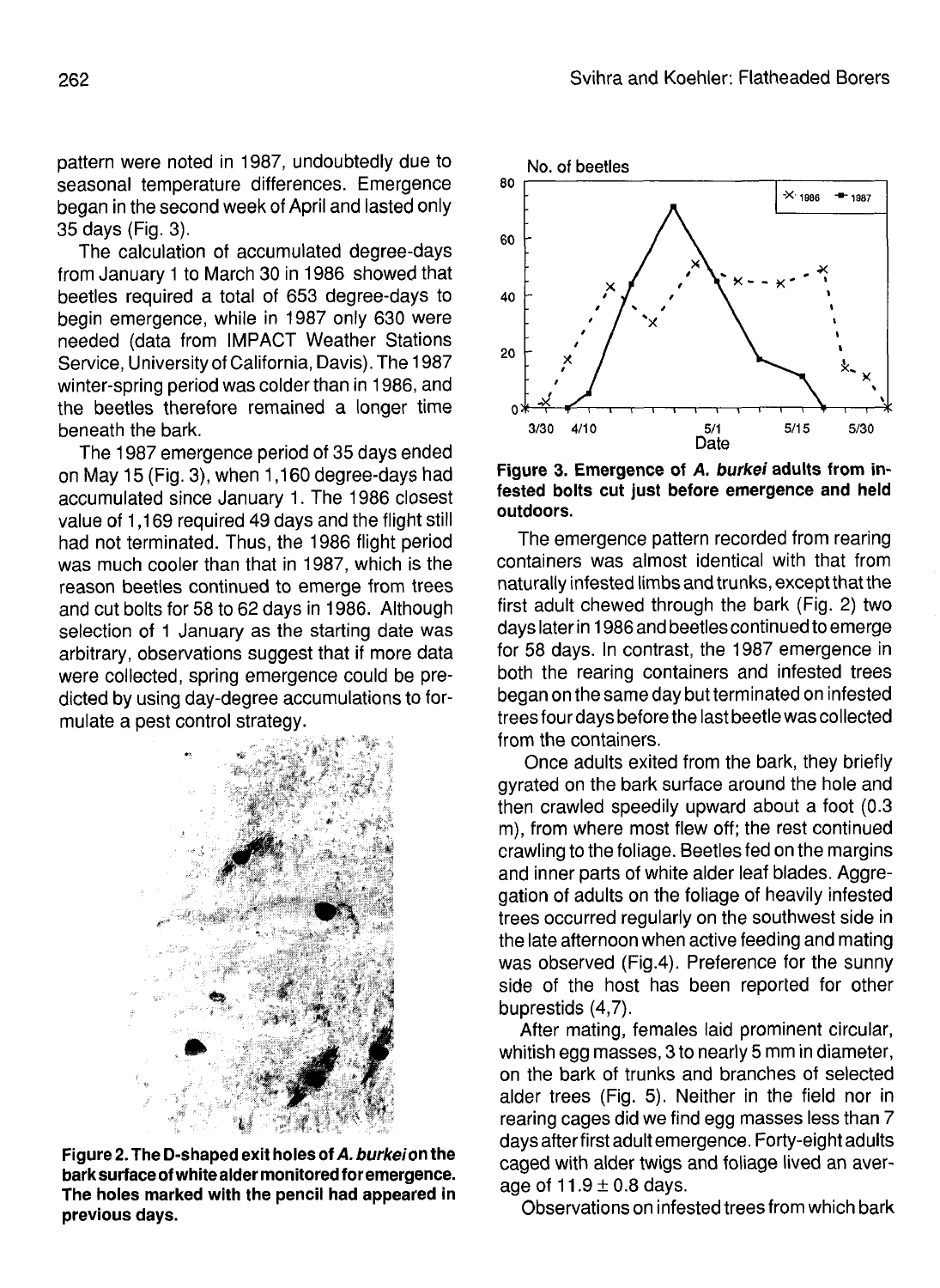pattern were noted in 1987, undoubtedly due to seasonal temperature differences. Emergence began in the second week of April and lasted only 35 days (Fig. 3).

The calculation of accumulated degree-days from January 1 to March 30 in 1986 showed that beetles required a total of 653 degree-days to begin emergence, while in 1987 only 630 were needed (data from IMPACT Weather Stations Service, University of California, Davis). The 1987 winter-spring period was colder than in 1986, and the beetles therefore remained a longer time beneath the bark.

The 1987 emergence period of 35 days ended on May 15 (Fig. 3), when 1,160 degree-days had accumulated since January 1. The 1986 closest value of 1,169 required 49 days and the flight still had not terminated. Thus, the 1986 flight period was much cooler than that in 1987, which is the reason beetles continued to emerge from trees and cut bolts for 58 to 62 days in 1986. Although selection of 1 January as the starting date was arbitrary, observations suggest that if more data were collected, spring emergence could be predicted by using day-degree accumulations to formulate a pest control strategy.

**Figure 2. The D-shaped exit holes of *A. burkei* on the bark surface of white alder monitored for emergence. The holes marked with the pencil had appeared in previous days.**

**Figure 3. Emergence of *A. burkei* adults from infested bolts cut just before emergence and held outdoors.**

The emergence pattern recorded from rearing containers was almost identical with that from naturally infested limbs and trunks, except that the first adult chewed through the bark (Fig. 2) two days later in 1986 and beetles continued to emerge for 58 days. In contrast, the 1987 emergence in both the rearing containers and infested trees began on the same day but terminated on infested trees four days before the last beetle was collected from the containers.

Once adults exited from the bark, they briefly gyrated on the bark surface around the hole and then crawled speedily upward about a foot (0.3 m), from where most flew off; the rest continued crawling to the foliage. Beetles fed on the margins and inner parts of white alder leaf blades. Aggregation of adults on the foliage of heavily infested trees occurred regularly on the southwest side in the late afternoon when active feeding and mating was observed (Fig.4). Preference for the sunny side of the host has been reported for other buprestids (4,7).

After mating, females laid prominent circular, whitish egg masses, 3 to nearly 5 mm in diameter, on the bark of trunks and branches of selected alder trees (Fig. 5). Neither in the field nor in rearing cages did we find egg masses less than 7 days after first adult emergence. Forty-eight adults caged with alder twigs and foliage lived an average of 11.9 ± 0.8 days.

Observations on infested trees from which bark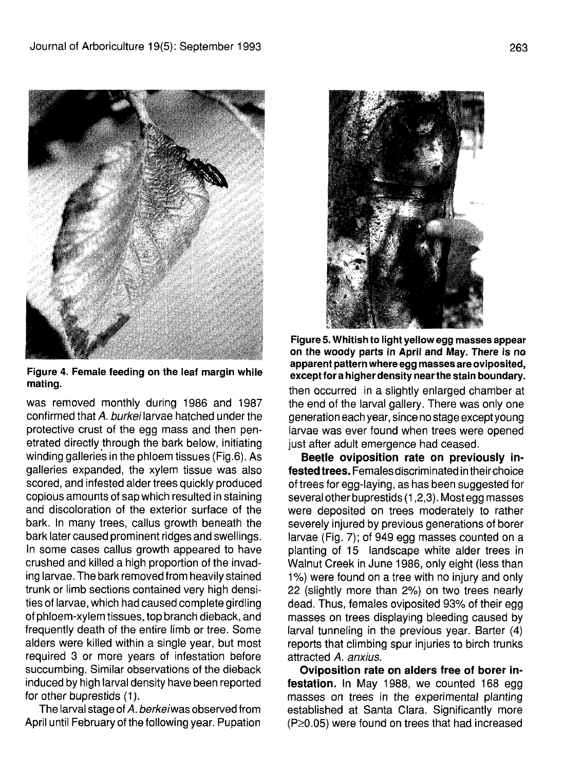Figure 4. Female feeding on the leaf margin while mating.

Figure 5. Whitish to light yellow egg masses appear on the woody parts in April and May. There is no apparent pattern where egg masses are oviposited, except for a higher density near the stain boundary.

was removed monthly during 1986 and 1987 confirmed that *A. burkei* larvae hatched under the protective crust of the egg mass and then penetrated directly through the bark below, initiating winding galleries in the phloem tissues (Fig.6). As galleries expanded, the xylem tissue was also scored, and infested alder trees quickly produced copious amounts of sap which resulted in staining and discoloration of the exterior surface of the bark. In many trees, callus growth beneath the bark later caused prominent ridges and swellings. In some cases callus growth appeared to have crushed and killed a high proportion of the invading larvae. The bark removed from heavily stained trunk or limb sections contained very high densities of larvae, which had caused complete girdling of phloem-xylem tissues, top branch dieback, and frequently death of the entire limb or tree. Some alders were killed within a single year, but most required 3 or more years of infestation before succumbing. Similar observations of the dieback induced by high larval density have been reported for other buprestids (1).

The larval stage of *A. berkei* was observed from April until February of the following year. Pupation then occurred in a slightly enlarged chamber at the end of the larval gallery. There was only one generation each year, since no stage except young larvae was ever found when trees were opened just after adult emergence had ceased.

**Beetle oviposition rate on previously infested trees.** Females discriminated in their choice of trees for egg-laying, as has been suggested for several other buprestids (1,2,3). Most egg masses were deposited on trees moderately to rather severely injured by previous generations of borer larvae (Fig. 7); of 949 egg masses counted on a planting of 15 landscape white alder trees in Walnut Creek in June 1986, only eight (less than 1%) were found on a tree with no injury and only 22 (slightly more than 2%) on two trees nearly dead. Thus, females oviposited 93% of their egg masses on trees displaying bleeding caused by larval tunneling in the previous year. Barter (4) reports that climbing spur injuries to birch trunks attracted *A. anxius*.

**Oviposition rate on alders free of borer infestation.** In May 1988, we counted 168 egg masses on trees in the experimental planting established at Santa Clara. Significantly more ($P \geq 0.05$) were found on trees that had increased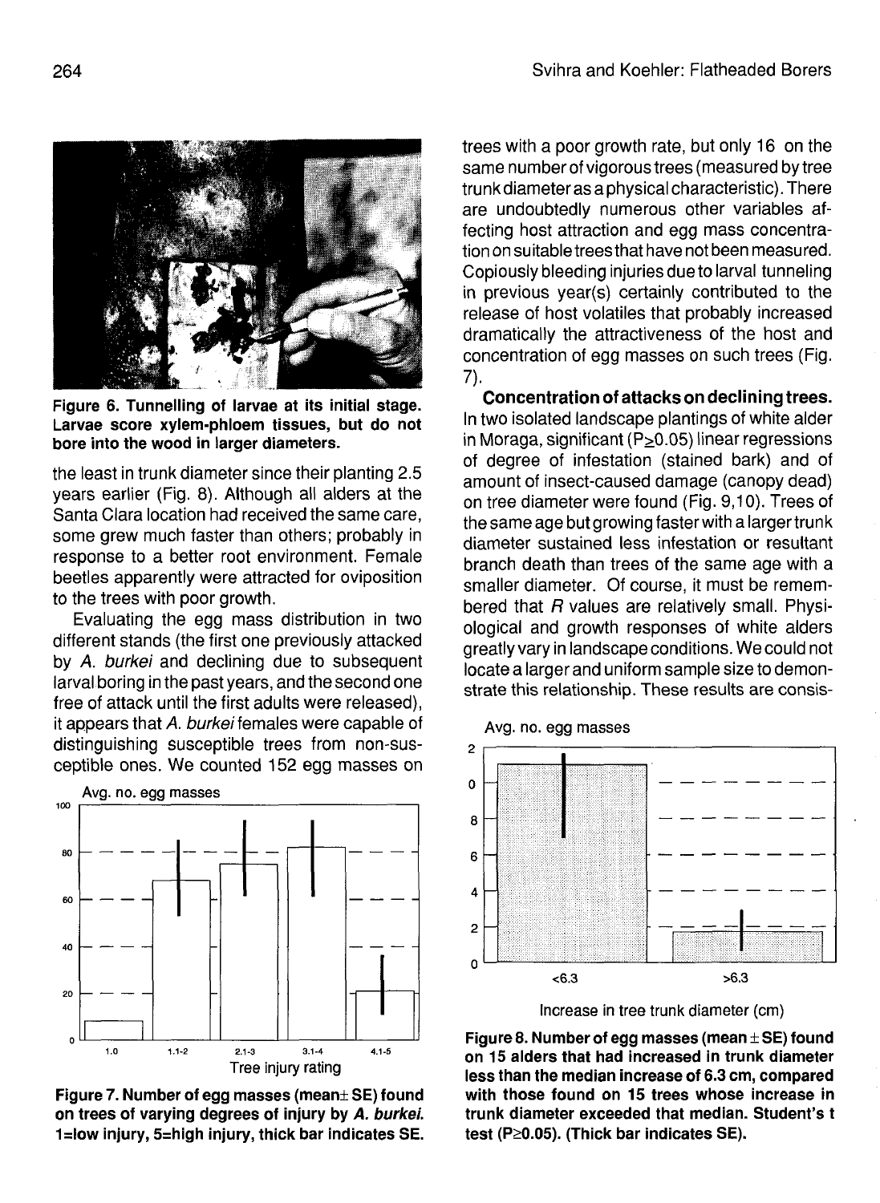Figure 6. Tunnelling of larvae at its initial stage. Larvae score xylem-phloem tissues, but do not bore into the wood in larger diameters.

the least in trunk diameter since their planting 2.5 years earlier (Fig. 8). Although all alders at the Santa Clara location had received the same care, some grew much faster than others; probably in response to a better root environment. Female beetles apparently were attracted for oviposition to the trees with poor growth.

Evaluating the egg mass distribution in two different stands (the first one previously attacked by *A. burkei* and declining due to subsequent larval boring in the past years, and the second one free of attack until the first adults were released), it appears that *A. burkei* females were capable of distinguishing susceptible trees from non-susceptible ones. We counted 152 egg masses on trees with a poor growth rate, but only 16 on the same number of vigorous trees (measured by tree trunk diameter as a physical characteristic). There are undoubtedly numerous other variables affecting host attraction and egg mass concentration on suitable trees that have not been measured. Copiously bleeding injuries due to larval tunneling in previous year(s) certainly contributed to the release of host volatiles that probably increased dramatically the attractiveness of the host and concentration of egg masses on such trees (Fig. 7).

Avg. no. egg masses

100
80
60
40
20
0

1.0
1.1-2
2.1-3
3.1-4
4.1-5

Tree injury rating

Figure 7. Number of egg masses (mean± SE) found on trees of varying degrees of injury by *A. burkei*. 1=low injury, 5=high injury, thick bar indicates SE.

**Concentration of attacks on declining trees.** In two isolated landscape plantings of white alder in Moraga, significant ($P \geq 0.05$) linear regressions of degree of infestation (stained bark) and of amount of insect-caused damage (canopy dead) on tree diameter were found (Fig. 9,10). Trees of the same age but growing faster with a larger trunk diameter sustained less infestation or resultant branch death than trees of the same age with a smaller diameter. Of course, it must be remembered that *R* values are relatively small. Physiological and growth responses of white alders greatly vary in landscape conditions. We could not locate a larger and uniform sample size to demonstrate this relationship. These results are consis-

Avg. no. egg masses

2
0
8
6
4
2
0

<6.3
>6.3

Increase in tree trunk diameter (cm)

Figure 8. Number of egg masses (mean ± SE) found on 15 alders that had increased in trunk diameter less than the median increase of 6.3 cm, compared with those found on 15 trees whose increase in trunk diameter exceeded that median. Student's t test ($P \geq 0.05$). (Thick bar indicates SE).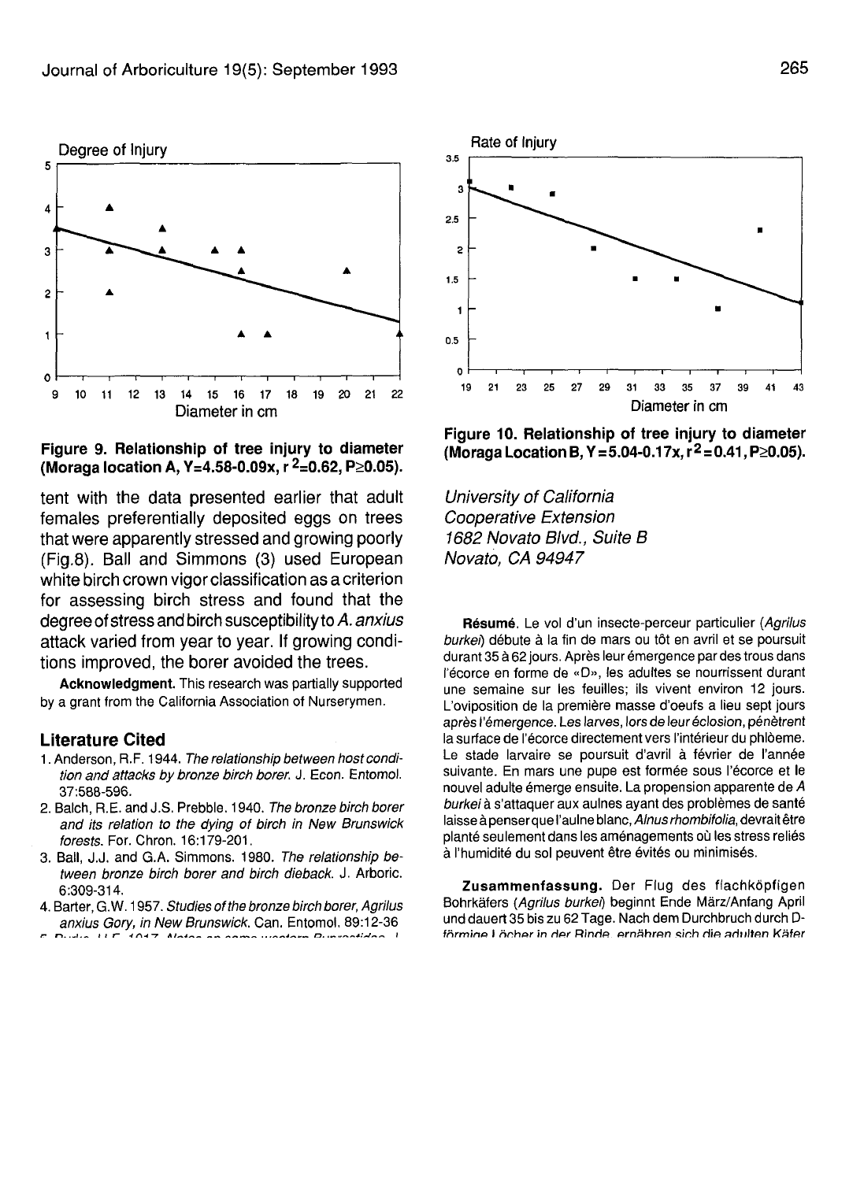Degree of Injury

5
4
3
2
1
0

9 10 11 12 13 14 15 16 17 18 19 20 21 22

Diameter in cm

**Figure 9. Relationship of tree injury to diameter (Moraga location A, Y=4.58-0.09x, $r^2$=0.62, P≥0.05).**

Rate of Injury

3.5
3
2.5
2
1.5
1
0.5
0

19 21 23 25 27 29 31 33 35 37 39 41 43

Diameter in cm

**Figure 10. Relationship of tree injury to diameter (Moraga Location B, Y=5.04-0.17x, $r^2$=0.41, P≥0.05).**

tent with the data presented earlier that adult females preferentially deposited eggs on trees that were apparently stressed and growing poorly (Fig.8). Ball and Simmons (3) used European white birch crown vigor classification as a criterion for assessing birch stress and found that the degree of stress and birch susceptibility to *A. anxius* attack varied from year to year. If growing conditions improved, the borer avoided the trees.

**Acknowledgment.** This research was partially supported by a grant from the California Association of Nurserymen.

## Literature Cited

1. Anderson, R.F. 1944. *The relationship between host condition and attacks by bronze birch borer.* J. Econ. Entomol. 37:588-596.
2. Balch, R.E. and J.S. Prebble. 1940. *The bronze birch borer and its relation to the dying of birch in New Brunswick forests.* For. Chron. 16:179-201.
3. Ball, J.J. and G.A. Simmons. 1980. *The relationship between bronze birch borer and birch dieback.* J. Arboric. 6:309-314.
4. Barter, G.W. 1957. *Studies of the bronze birch borer, Agrilus anxius Gory, in New Brunswick.* Can. Entomol. 89:12-36

*University of California*
*Cooperative Extension*
*1682 Novato Blvd., Suite B*
*Novato, CA 94947*

**Résumé.** Le vol d'un insecte-perceur particulier (*Agrilus burkei*) débute à la fin de mars ou tôt en avril et se poursuit durant 35 à 62 jours. Après leur émergence par des trous dans l'écorce en forme de «D», les adultes se nourrissent durant une semaine sur les feuilles; ils vivent environ 12 jours. L'oviposition de la première masse d'oeufs a lieu sept jours après l'émergence. Les larves, lors de leur éclosion, pénètrent la surface de l'écorce directement vers l'intérieur du phlòeme. Le stade larvaire se poursuit d'avril à février de l'année suivante. En mars une pupe est formée sous l'écorce et le nouvel adulte émerge ensuite. La propension apparente de *A burkei* à s'attaquer aux aulnes ayant des problèmes de santé laisse à penser que l'aulne blanc, *Alnus rhombifolia*, devrait être planté seulement dans les aménagements où les stress reliés à l'humidité du sol peuvent être évités ou minimisés.

**Zusammenfassung.** Der Flug des flachköpfigen Bohrkäfers (*Agrilus burkei*) beginnt Ende März/Anfang April und dauert 35 bis zu 62 Tage. Nach dem Durchbruch durch D-förmige Löcher in der Rinde, ernähren sich die adulten Käfer